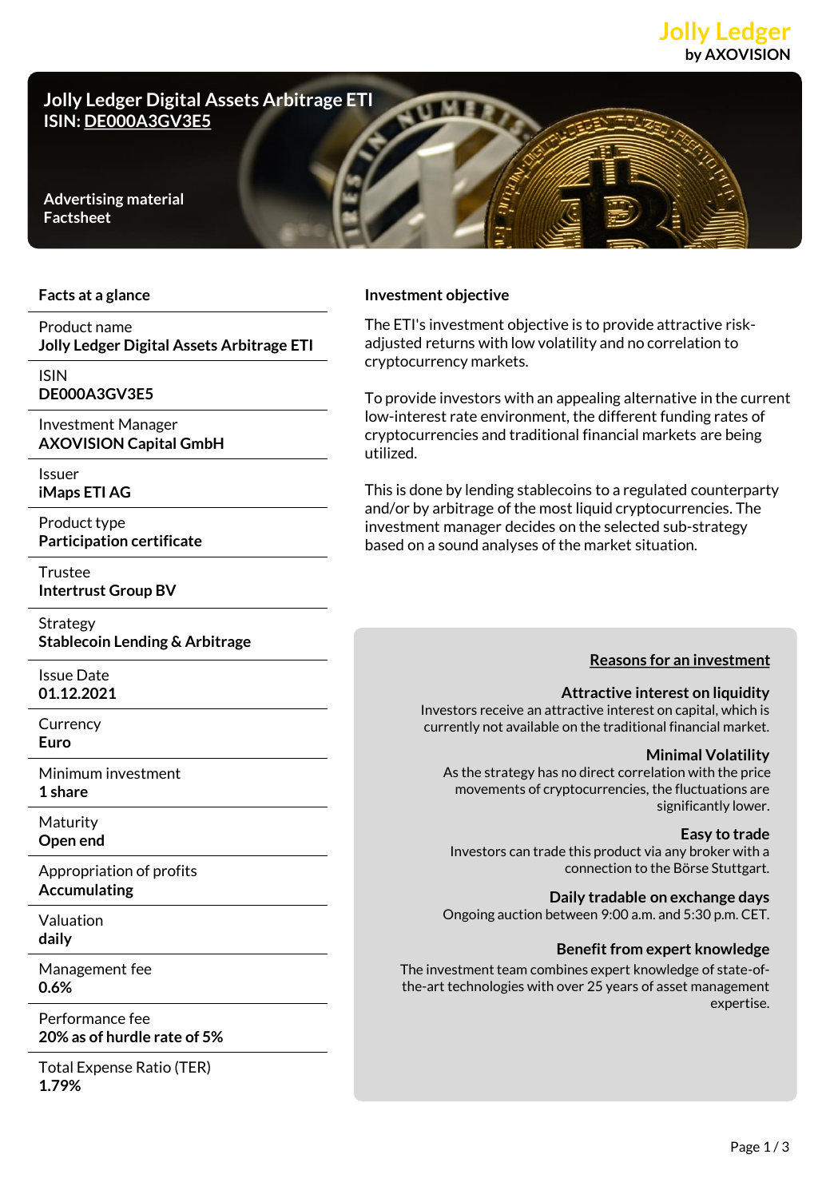Jolly Ledger
by AXOVISION

# Jolly Ledger Digital Assets Arbitrage ETI

**ISIN: DE000A3GV3E5**

**Advertising material**
**Factsheet**

## Facts at a glance

| | |
|---|---|
| Product name | **Jolly Ledger Digital Assets Arbitrage ETI** |
| ISIN | **DE000A3GV3E5** |
| Investment Manager | **AXOVISION Capital GmbH** |
| Issuer | **iMaps ETI AG** |
| Product type | **Participation certificate** |
| Trustee | **Intertrust Group BV** |
| Strategy | **Stablecoin Lending & Arbitrage** |
| Issue Date | **01.12.2021** |
| Currency | **Euro** |
| Minimum investment | **1 share** |
| Maturity | **Open end** |
| Appropriation of profits | **Accumulating** |
| Valuation | **daily** |
| Management fee | **0.6%** |
| Performance fee | **20% as of hurdle rate of 5%** |
| Total Expense Ratio (TER) | **1.79%** |

## Investment objective

The ETI's investment objective is to provide attractive risk-adjusted returns with low volatility and no correlation to cryptocurrency markets.

To provide investors with an appealing alternative in the current low-interest rate environment, the different funding rates of cryptocurrencies and traditional financial markets are being utilized.

This is done by lending stablecoins to a regulated counterparty and/or by arbitrage of the most liquid cryptocurrencies. The investment manager decides on the selected sub-strategy based on a sound analyses of the market situation.

## Reasons for an investment

**Attractive interest on liquidity**
Investors receive an attractive interest on capital, which is currently not available on the traditional financial market.

**Minimal Volatility**
As the strategy has no direct correlation with the price movements of cryptocurrencies, the fluctuations are significantly lower.

**Easy to trade**
Investors can trade this product via any broker with a connection to the Börse Stuttgart.

**Daily tradable on exchange days**
Ongoing auction between 9:00 a.m. and 5:30 p.m. CET.

**Benefit from expert knowledge**
The investment team combines expert knowledge of state-of-the-art technologies with over 25 years of asset management expertise.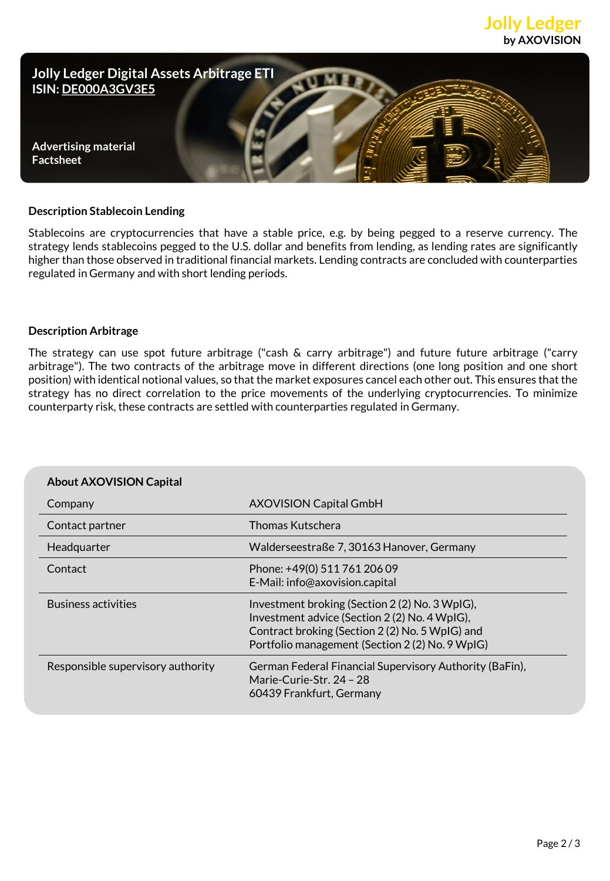Jolly Ledger
by AXOVISION

# Jolly Ledger Digital Assets Arbitrage ETI
**ISIN: DE000A3GV3E5**

**Advertising material**
**Factsheet**

### Description Stablecoin Lending

Stablecoins are cryptocurrencies that have a stable price, e.g. by being pegged to a reserve currency. The strategy lends stablecoins pegged to the U.S. dollar and benefits from lending, as lending rates are significantly higher than those observed in traditional financial markets. Lending contracts are concluded with counterparties regulated in Germany and with short lending periods.

### Description Arbitrage

The strategy can use spot future arbitrage ("cash & carry arbitrage") and future future arbitrage ("carry arbitrage"). The two contracts of the arbitrage move in different directions (one long position and one short position) with identical notional values, so that the market exposures cancel each other out. This ensures that the strategy has no direct correlation to the price movements of the underlying cryptocurrencies. To minimize counterparty risk, these contracts are settled with counterparties regulated in Germany.

### About AXOVISION Capital

| | |
|---|---|
| Company | AXOVISION Capital GmbH |
| Contact partner | Thomas Kutschera |
| Headquarter | Walderseestraße 7, 30163 Hanover, Germany |
| Contact | Phone: +49(0) 511 761 206 09<br>E-Mail: info@axovision.capital |
| Business activities | Investment broking (Section 2 (2) No. 3 WpIG),<br>Investment advice (Section 2 (2) No. 4 WpIG),<br>Contract broking (Section 2 (2) No. 5 WpIG) and<br>Portfolio management (Section 2 (2) No. 9 WpIG) |
| Responsible supervisory authority | German Federal Financial Supervisory Authority (BaFin),<br>Marie-Curie-Str. 24 – 28<br>60439 Frankfurt, Germany |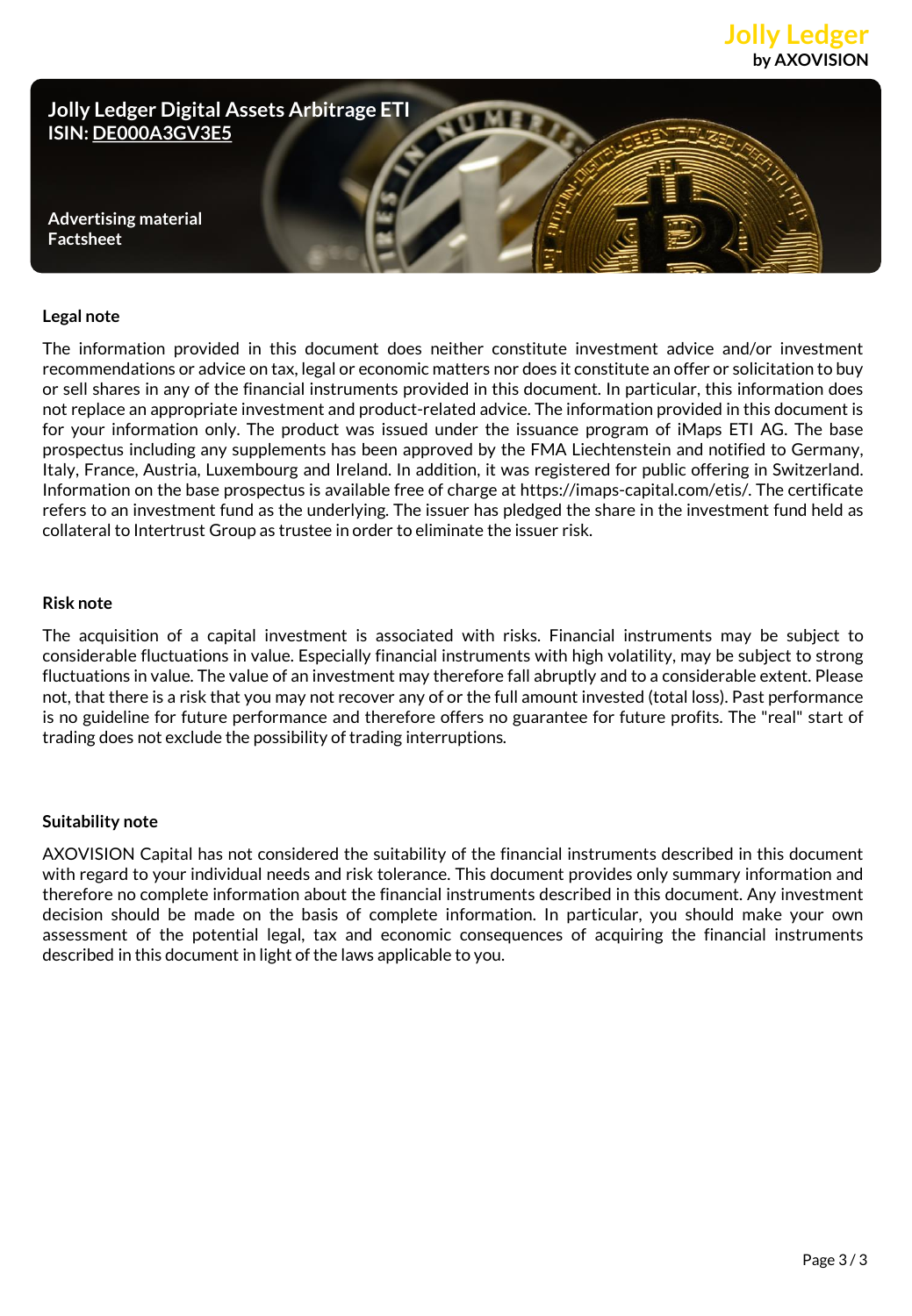Jolly Ledger
by AXOVISION

# Jolly Ledger Digital Assets Arbitrage ETI
**ISIN: DE000A3GV3E5**

**Advertising material**
**Factsheet**

## Legal note

The information provided in this document does neither constitute investment advice and/or investment recommendations or advice on tax, legal or economic matters nor does it constitute an offer or solicitation to buy or sell shares in any of the financial instruments provided in this document. In particular, this information does not replace an appropriate investment and product-related advice. The information provided in this document is for your information only. The product was issued under the issuance program of iMaps ETI AG. The base prospectus including any supplements has been approved by the FMA Liechtenstein and notified to Germany, Italy, France, Austria, Luxembourg and Ireland. In addition, it was registered for public offering in Switzerland. Information on the base prospectus is available free of charge at https://imaps-capital.com/etis/. The certificate refers to an investment fund as the underlying. The issuer has pledged the share in the investment fund held as collateral to Intertrust Group as trustee in order to eliminate the issuer risk.

## Risk note

The acquisition of a capital investment is associated with risks. Financial instruments may be subject to considerable fluctuations in value. Especially financial instruments with high volatility, may be subject to strong fluctuations in value. The value of an investment may therefore fall abruptly and to a considerable extent. Please not, that there is a risk that you may not recover any of or the full amount invested (total loss). Past performance is no guideline for future performance and therefore offers no guarantee for future profits. The "real" start of trading does not exclude the possibility of trading interruptions.

## Suitability note

AXOVISION Capital has not considered the suitability of the financial instruments described in this document with regard to your individual needs and risk tolerance. This document provides only summary information and therefore no complete information about the financial instruments described in this document. Any investment decision should be made on the basis of complete information. In particular, you should make your own assessment of the potential legal, tax and economic consequences of acquiring the financial instruments described in this document in light of the laws applicable to you.